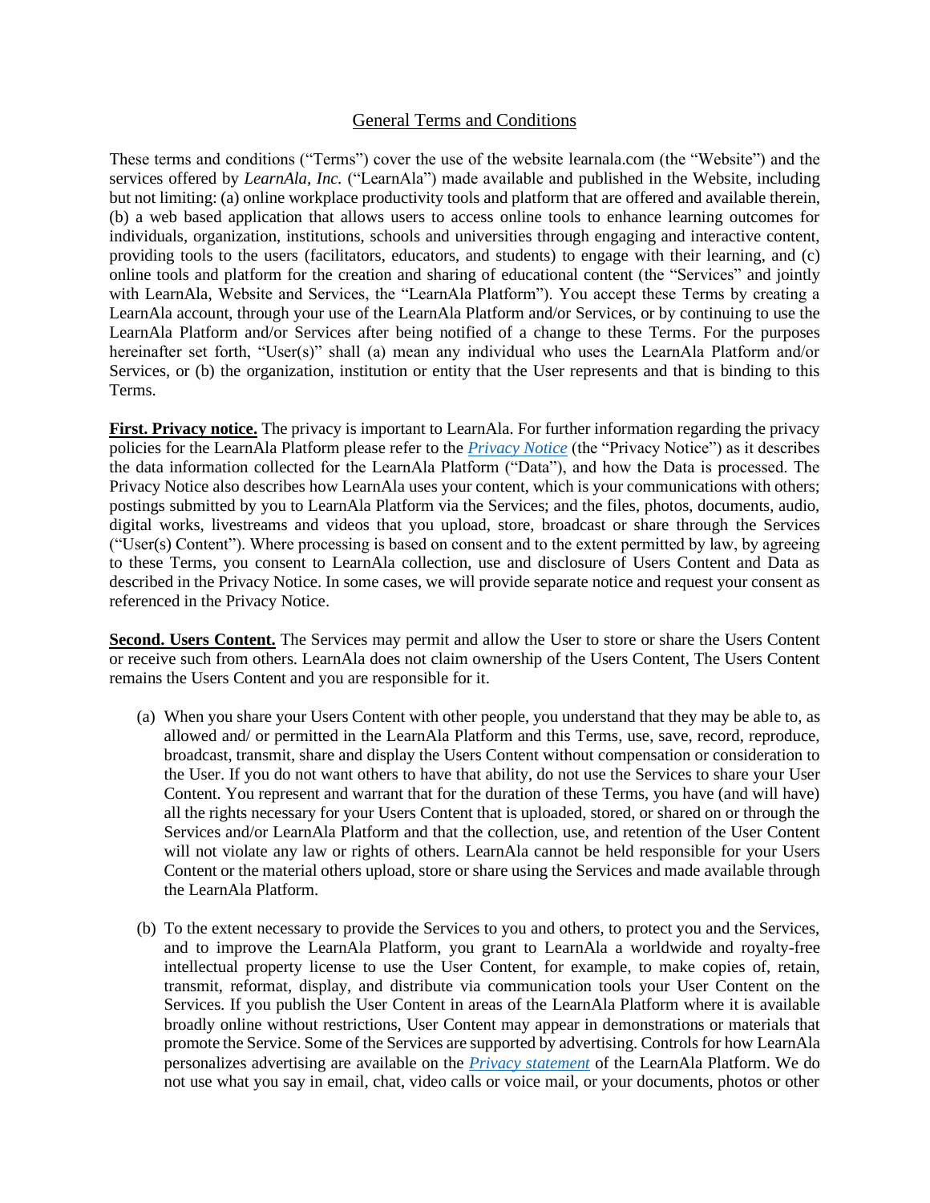# General Terms and Conditions

These terms and conditions ("Terms") cover the use of the website learnala.com (the "Website") and the services offered by *LearnAla, Inc.* ("LearnAla") made available and published in the Website, including but not limiting: (a) online workplace productivity tools and platform that are offered and available therein, (b) a web based application that allows users to access online tools to enhance learning outcomes for individuals, organization, institutions, schools and universities through engaging and interactive content, providing tools to the users (facilitators, educators, and students) to engage with their learning, and (c) online tools and platform for the creation and sharing of educational content (the "Services" and jointly with LearnAla, Website and Services, the "LearnAla Platform"). You accept these Terms by creating a LearnAla account, through your use of the LearnAla Platform and/or Services, or by continuing to use the LearnAla Platform and/or Services after being notified of a change to these Terms. For the purposes hereinafter set forth, "User(s)" shall (a) mean any individual who uses the LearnAla Platform and/or Services, or (b) the organization, institution or entity that the User represents and that is binding to this Terms.

**First. Privacy notice.** The privacy is important to LearnAla. For further information regarding the privacy policies for the LearnAla Platform please refer to the *Privacy Notice* (the "Privacy Notice") as it describes the data information collected for the LearnAla Platform ("Data"), and how the Data is processed. The Privacy Notice also describes how LearnAla uses your content, which is your communications with others; postings submitted by you to LearnAla Platform via the Services; and the files, photos, documents, audio, digital works, livestreams and videos that you upload, store, broadcast or share through the Services ("User(s) Content"). Where processing is based on consent and to the extent permitted by law, by agreeing to these Terms, you consent to LearnAla collection, use and disclosure of Users Content and Data as described in the Privacy Notice. In some cases, we will provide separate notice and request your consent as referenced in the Privacy Notice.

**Second. Users Content.** The Services may permit and allow the User to store or share the Users Content or receive such from others. LearnAla does not claim ownership of the Users Content, The Users Content remains the Users Content and you are responsible for it.

(a) When you share your Users Content with other people, you understand that they may be able to, as allowed and/ or permitted in the LearnAla Platform and this Terms, use, save, record, reproduce, broadcast, transmit, share and display the Users Content without compensation or consideration to the User. If you do not want others to have that ability, do not use the Services to share your User Content. You represent and warrant that for the duration of these Terms, you have (and will have) all the rights necessary for your Users Content that is uploaded, stored, or shared on or through the Services and/or LearnAla Platform and that the collection, use, and retention of the User Content will not violate any law or rights of others. LearnAla cannot be held responsible for your Users Content or the material others upload, store or share using the Services and made available through the LearnAla Platform.

(b) To the extent necessary to provide the Services to you and others, to protect you and the Services, and to improve the LearnAla Platform, you grant to LearnAla a worldwide and royalty-free intellectual property license to use the User Content, for example, to make copies of, retain, transmit, reformat, display, and distribute via communication tools your User Content on the Services. If you publish the User Content in areas of the LearnAla Platform where it is available broadly online without restrictions, User Content may appear in demonstrations or materials that promote the Service. Some of the Services are supported by advertising. Controls for how LearnAla personalizes advertising are available on the *Privacy statement* of the LearnAla Platform. We do not use what you say in email, chat, video calls or voice mail, or your documents, photos or other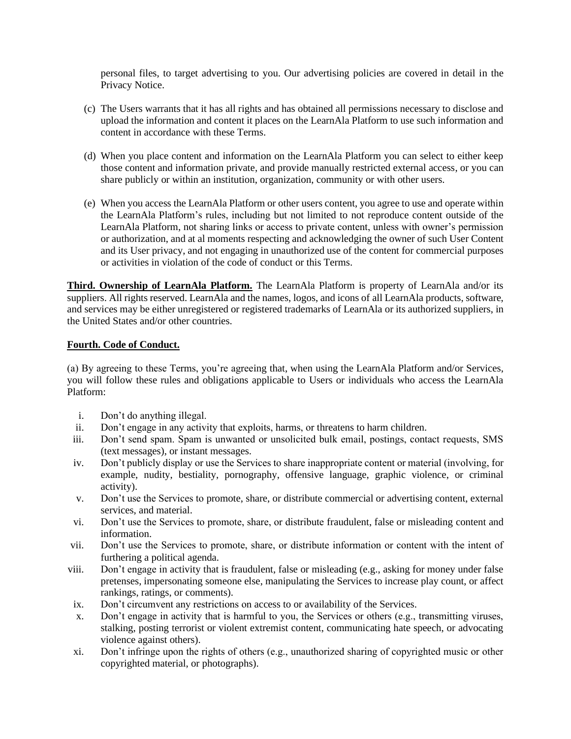personal files, to target advertising to you. Our advertising policies are covered in detail in the Privacy Notice.

(c) The Users warrants that it has all rights and has obtained all permissions necessary to disclose and upload the information and content it places on the LearnAla Platform to use such information and content in accordance with these Terms.

(d) When you place content and information on the LearnAla Platform you can select to either keep those content and information private, and provide manually restricted external access, or you can share publicly or within an institution, organization, community or with other users.

(e) When you access the LearnAla Platform or other users content, you agree to use and operate within the LearnAla Platform's rules, including but not limited to not reproduce content outside of the LearnAla Platform, not sharing links or access to private content, unless with owner's permission or authorization, and at al moments respecting and acknowledging the owner of such User Content and its User privacy, and not engaging in unauthorized use of the content for commercial purposes or activities in violation of the code of conduct or this Terms.

**Third. Ownership of LearnAla Platform.** The LearnAla Platform is property of LearnAla and/or its suppliers. All rights reserved. LearnAla and the names, logos, and icons of all LearnAla products, software, and services may be either unregistered or registered trademarks of LearnAla or its authorized suppliers, in the United States and/or other countries.

**Fourth. Code of Conduct.**

(a) By agreeing to these Terms, you're agreeing that, when using the LearnAla Platform and/or Services, you will follow these rules and obligations applicable to Users or individuals who access the LearnAla Platform:

i. Don't do anything illegal.
ii. Don't engage in any activity that exploits, harms, or threatens to harm children.
iii. Don't send spam. Spam is unwanted or unsolicited bulk email, postings, contact requests, SMS (text messages), or instant messages.
iv. Don't publicly display or use the Services to share inappropriate content or material (involving, for example, nudity, bestiality, pornography, offensive language, graphic violence, or criminal activity).
v. Don't use the Services to promote, share, or distribute commercial or advertising content, external services, and material.
vi. Don't use the Services to promote, share, or distribute fraudulent, false or misleading content and information.
vii. Don't use the Services to promote, share, or distribute information or content with the intent of furthering a political agenda.
viii. Don't engage in activity that is fraudulent, false or misleading (e.g., asking for money under false pretenses, impersonating someone else, manipulating the Services to increase play count, or affect rankings, ratings, or comments).
ix. Don't circumvent any restrictions on access to or availability of the Services.
x. Don't engage in activity that is harmful to you, the Services or others (e.g., transmitting viruses, stalking, posting terrorist or violent extremist content, communicating hate speech, or advocating violence against others).
xi. Don't infringe upon the rights of others (e.g., unauthorized sharing of copyrighted music or other copyrighted material, or photographs).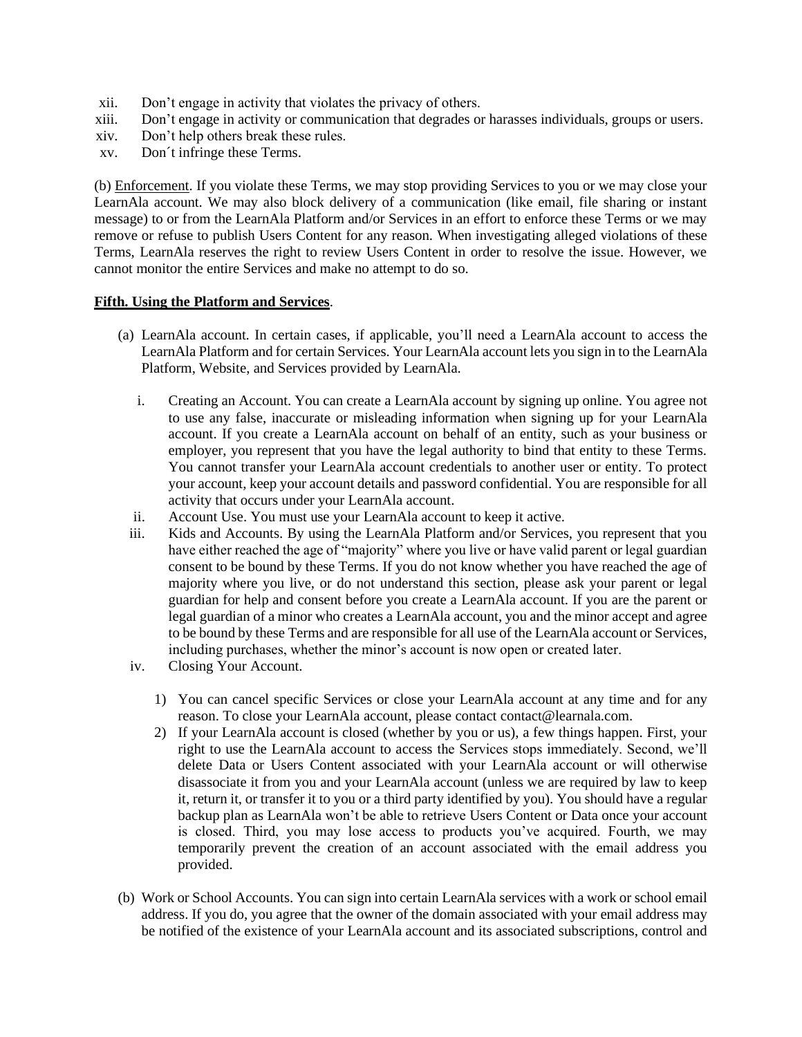xii. Don’t engage in activity that violates the privacy of others.
xiii. Don’t engage in activity or communication that degrades or harasses individuals, groups or users.
xiv. Don’t help others break these rules.
xv. Don´t infringe these Terms.

(b) Enforcement. If you violate these Terms, we may stop providing Services to you or we may close your LearnAla account. We may also block delivery of a communication (like email, file sharing or instant message) to or from the LearnAla Platform and/or Services in an effort to enforce these Terms or we may remove or refuse to publish Users Content for any reason. When investigating alleged violations of these Terms, LearnAla reserves the right to review Users Content in order to resolve the issue. However, we cannot monitor the entire Services and make no attempt to do so.

**Fifth. Using the Platform and Services**.

(a) LearnAla account. In certain cases, if applicable, you’ll need a LearnAla account to access the LearnAla Platform and for certain Services. Your LearnAla account lets you sign in to the LearnAla Platform, Website, and Services provided by LearnAla.

  i. Creating an Account. You can create a LearnAla account by signing up online. You agree not to use any false, inaccurate or misleading information when signing up for your LearnAla account. If you create a LearnAla account on behalf of an entity, such as your business or employer, you represent that you have the legal authority to bind that entity to these Terms. You cannot transfer your LearnAla account credentials to another user or entity. To protect your account, keep your account details and password confidential. You are responsible for all activity that occurs under your LearnAla account.
  ii. Account Use. You must use your LearnAla account to keep it active.
  iii. Kids and Accounts. By using the LearnAla Platform and/or Services, you represent that you have either reached the age of “majority” where you live or have valid parent or legal guardian consent to be bound by these Terms. If you do not know whether you have reached the age of majority where you live, or do not understand this section, please ask your parent or legal guardian for help and consent before you create a LearnAla account. If you are the parent or legal guardian of a minor who creates a LearnAla account, you and the minor accept and agree to be bound by these Terms and are responsible for all use of the LearnAla account or Services, including purchases, whether the minor’s account is now open or created later.
  iv. Closing Your Account.

    1) You can cancel specific Services or close your LearnAla account at any time and for any reason. To close your LearnAla account, please contact contact@learnala.com.
    2) If your LearnAla account is closed (whether by you or us), a few things happen. First, your right to use the LearnAla account to access the Services stops immediately. Second, we’ll delete Data or Users Content associated with your LearnAla account or will otherwise disassociate it from you and your LearnAla account (unless we are required by law to keep it, return it, or transfer it to you or a third party identified by you). You should have a regular backup plan as LearnAla won’t be able to retrieve Users Content or Data once your account is closed. Third, you may lose access to products you’ve acquired. Fourth, we may temporarily prevent the creation of an account associated with the email address you provided.

(b) Work or School Accounts. You can sign into certain LearnAla services with a work or school email address. If you do, you agree that the owner of the domain associated with your email address may be notified of the existence of your LearnAla account and its associated subscriptions, control and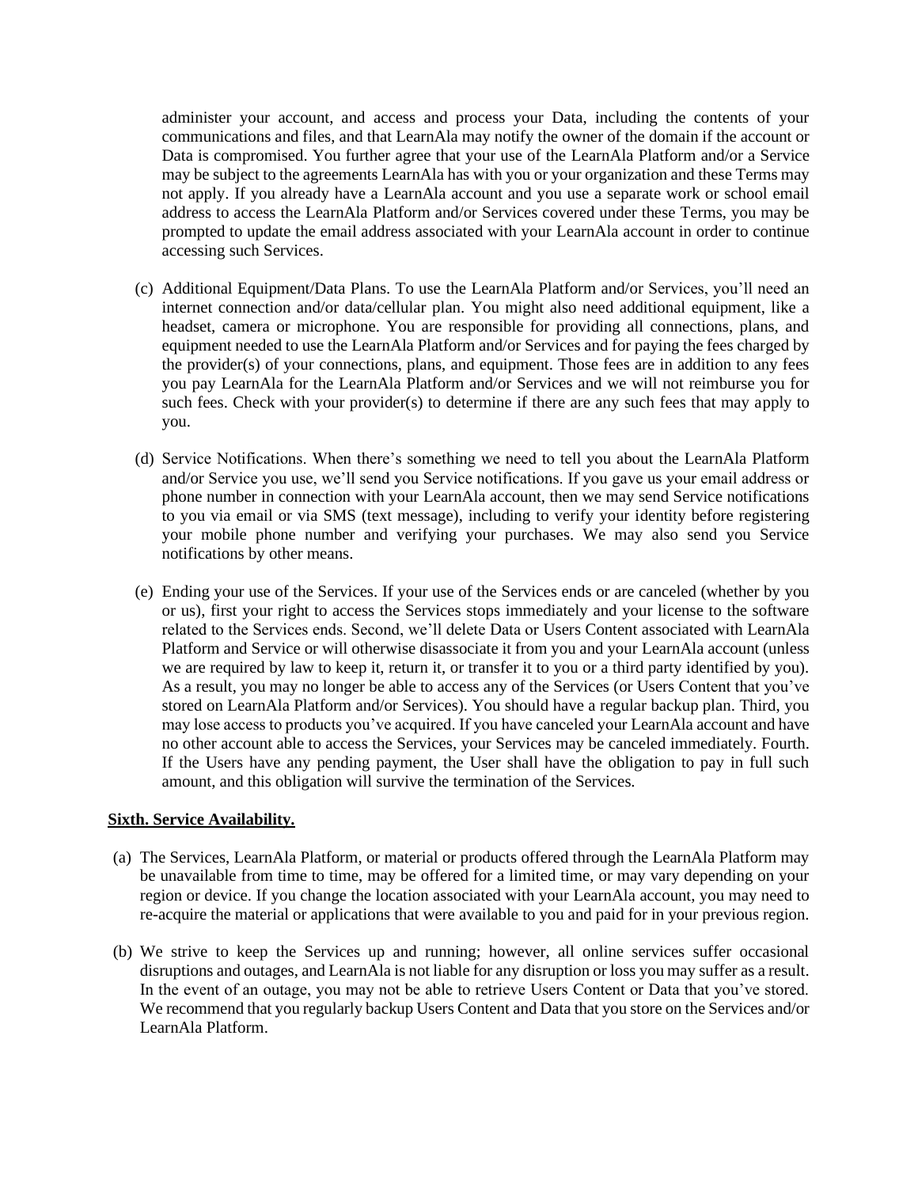administer your account, and access and process your Data, including the contents of your communications and files, and that LearnAla may notify the owner of the domain if the account or Data is compromised. You further agree that your use of the LearnAla Platform and/or a Service may be subject to the agreements LearnAla has with you or your organization and these Terms may not apply. If you already have a LearnAla account and you use a separate work or school email address to access the LearnAla Platform and/or Services covered under these Terms, you may be prompted to update the email address associated with your LearnAla account in order to continue accessing such Services.

(c) Additional Equipment/Data Plans. To use the LearnAla Platform and/or Services, you'll need an internet connection and/or data/cellular plan. You might also need additional equipment, like a headset, camera or microphone. You are responsible for providing all connections, plans, and equipment needed to use the LearnAla Platform and/or Services and for paying the fees charged by the provider(s) of your connections, plans, and equipment. Those fees are in addition to any fees you pay LearnAla for the LearnAla Platform and/or Services and we will not reimburse you for such fees. Check with your provider(s) to determine if there are any such fees that may apply to you.

(d) Service Notifications. When there's something we need to tell you about the LearnAla Platform and/or Service you use, we'll send you Service notifications. If you gave us your email address or phone number in connection with your LearnAla account, then we may send Service notifications to you via email or via SMS (text message), including to verify your identity before registering your mobile phone number and verifying your purchases. We may also send you Service notifications by other means.

(e) Ending your use of the Services. If your use of the Services ends or are canceled (whether by you or us), first your right to access the Services stops immediately and your license to the software related to the Services ends. Second, we'll delete Data or Users Content associated with LearnAla Platform and Service or will otherwise disassociate it from you and your LearnAla account (unless we are required by law to keep it, return it, or transfer it to you or a third party identified by you). As a result, you may no longer be able to access any of the Services (or Users Content that you've stored on LearnAla Platform and/or Services). You should have a regular backup plan. Third, you may lose access to products you've acquired. If you have canceled your LearnAla account and have no other account able to access the Services, your Services may be canceled immediately. Fourth. If the Users have any pending payment, the User shall have the obligation to pay in full such amount, and this obligation will survive the termination of the Services.

**Sixth. Service Availability.**

(a) The Services, LearnAla Platform, or material or products offered through the LearnAla Platform may be unavailable from time to time, may be offered for a limited time, or may vary depending on your region or device. If you change the location associated with your LearnAla account, you may need to re-acquire the material or applications that were available to you and paid for in your previous region.

(b) We strive to keep the Services up and running; however, all online services suffer occasional disruptions and outages, and LearnAla is not liable for any disruption or loss you may suffer as a result. In the event of an outage, you may not be able to retrieve Users Content or Data that you've stored. We recommend that you regularly backup Users Content and Data that you store on the Services and/or LearnAla Platform.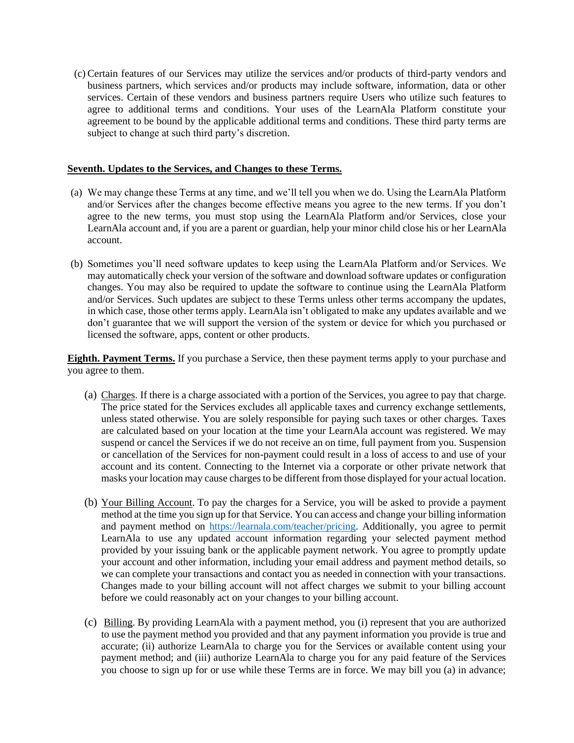(c) Certain features of our Services may utilize the services and/or products of third-party vendors and business partners, which services and/or products may include software, information, data or other services. Certain of these vendors and business partners require Users who utilize such features to agree to additional terms and conditions. Your uses of the LearnAla Platform constitute your agreement to be bound by the applicable additional terms and conditions. These third party terms are subject to change at such third party's discretion.

**Seventh. Updates to the Services, and Changes to these Terms.**

(a) We may change these Terms at any time, and we'll tell you when we do. Using the LearnAla Platform and/or Services after the changes become effective means you agree to the new terms. If you don't agree to the new terms, you must stop using the LearnAla Platform and/or Services, close your LearnAla account and, if you are a parent or guardian, help your minor child close his or her LearnAla account.

(b) Sometimes you'll need software updates to keep using the LearnAla Platform and/or Services. We may automatically check your version of the software and download software updates or configuration changes. You may also be required to update the software to continue using the LearnAla Platform and/or Services. Such updates are subject to these Terms unless other terms accompany the updates, in which case, those other terms apply. LearnAla isn't obligated to make any updates available and we don't guarantee that we will support the version of the system or device for which you purchased or licensed the software, apps, content or other products.

**Eighth. Payment Terms.** If you purchase a Service, then these payment terms apply to your purchase and you agree to them.

(a) Charges. If there is a charge associated with a portion of the Services, you agree to pay that charge. The price stated for the Services excludes all applicable taxes and currency exchange settlements, unless stated otherwise. You are solely responsible for paying such taxes or other charges. Taxes are calculated based on your location at the time your LearnAla account was registered. We may suspend or cancel the Services if we do not receive an on time, full payment from you. Suspension or cancellation of the Services for non-payment could result in a loss of access to and use of your account and its content. Connecting to the Internet via a corporate or other private network that masks your location may cause charges to be different from those displayed for your actual location.

(b) Your Billing Account. To pay the charges for a Service, you will be asked to provide a payment method at the time you sign up for that Service. You can access and change your billing information and payment method on [https://learnala.com/teacher/pricing](https://learnala.com/teacher/pricing). Additionally, you agree to permit LearnAla to use any updated account information regarding your selected payment method provided by your issuing bank or the applicable payment network. You agree to promptly update your account and other information, including your email address and payment method details, so we can complete your transactions and contact you as needed in connection with your transactions. Changes made to your billing account will not affect charges we submit to your billing account before we could reasonably act on your changes to your billing account.

(c) Billing. By providing LearnAla with a payment method, you (i) represent that you are authorized to use the payment method you provided and that any payment information you provide is true and accurate; (ii) authorize LearnAla to charge you for the Services or available content using your payment method; and (iii) authorize LearnAla to charge you for any paid feature of the Services you choose to sign up for or use while these Terms are in force. We may bill you (a) in advance;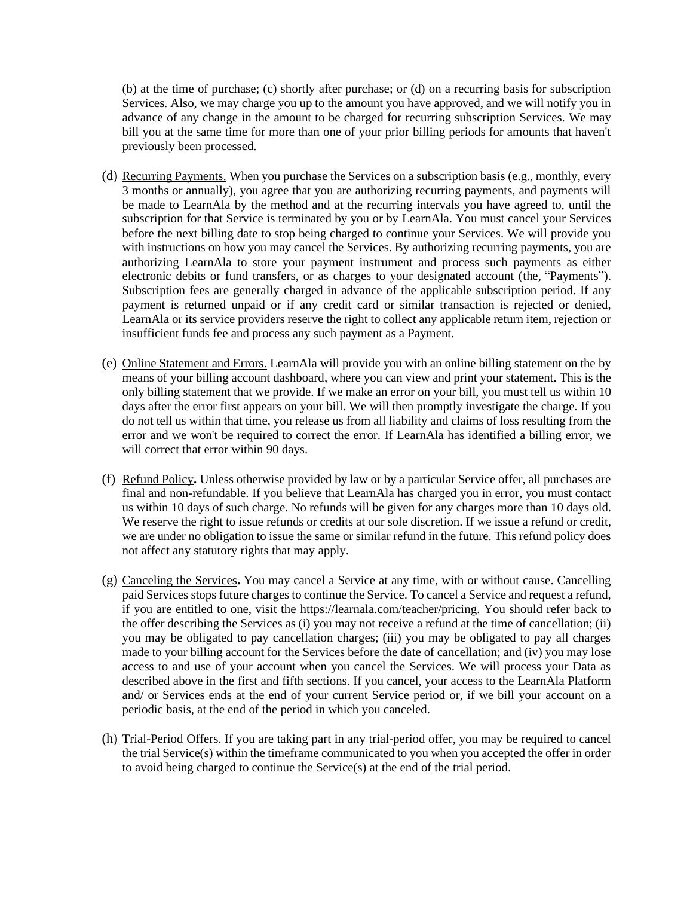(b) at the time of purchase; (c) shortly after purchase; or (d) on a recurring basis for subscription Services. Also, we may charge you up to the amount you have approved, and we will notify you in advance of any change in the amount to be charged for recurring subscription Services. We may bill you at the same time for more than one of your prior billing periods for amounts that haven't previously been processed.

(d) Recurring Payments. When you purchase the Services on a subscription basis (e.g., monthly, every 3 months or annually), you agree that you are authorizing recurring payments, and payments will be made to LearnAla by the method and at the recurring intervals you have agreed to, until the subscription for that Service is terminated by you or by LearnAla. You must cancel your Services before the next billing date to stop being charged to continue your Services. We will provide you with instructions on how you may cancel the Services. By authorizing recurring payments, you are authorizing LearnAla to store your payment instrument and process such payments as either electronic debits or fund transfers, or as charges to your designated account (the, "Payments"). Subscription fees are generally charged in advance of the applicable subscription period. If any payment is returned unpaid or if any credit card or similar transaction is rejected or denied, LearnAla or its service providers reserve the right to collect any applicable return item, rejection or insufficient funds fee and process any such payment as a Payment.

(e) Online Statement and Errors. LearnAla will provide you with an online billing statement on the by means of your billing account dashboard, where you can view and print your statement. This is the only billing statement that we provide. If we make an error on your bill, you must tell us within 10 days after the error first appears on your bill. We will then promptly investigate the charge. If you do not tell us within that time, you release us from all liability and claims of loss resulting from the error and we won't be required to correct the error. If LearnAla has identified a billing error, we will correct that error within 90 days.

(f) Refund Policy**.** Unless otherwise provided by law or by a particular Service offer, all purchases are final and non-refundable. If you believe that LearnAla has charged you in error, you must contact us within 10 days of such charge. No refunds will be given for any charges more than 10 days old. We reserve the right to issue refunds or credits at our sole discretion. If we issue a refund or credit, we are under no obligation to issue the same or similar refund in the future. This refund policy does not affect any statutory rights that may apply.

(g) Canceling the Services**.** You may cancel a Service at any time, with or without cause. Cancelling paid Services stops future charges to continue the Service. To cancel a Service and request a refund, if you are entitled to one, visit the https://learnala.com/teacher/pricing. You should refer back to the offer describing the Services as (i) you may not receive a refund at the time of cancellation; (ii) you may be obligated to pay cancellation charges; (iii) you may be obligated to pay all charges made to your billing account for the Services before the date of cancellation; and (iv) you may lose access to and use of your account when you cancel the Services. We will process your Data as described above in the first and fifth sections. If you cancel, your access to the LearnAla Platform and/ or Services ends at the end of your current Service period or, if we bill your account on a periodic basis, at the end of the period in which you canceled.

(h) Trial-Period Offers. If you are taking part in any trial-period offer, you may be required to cancel the trial Service(s) within the timeframe communicated to you when you accepted the offer in order to avoid being charged to continue the Service(s) at the end of the trial period.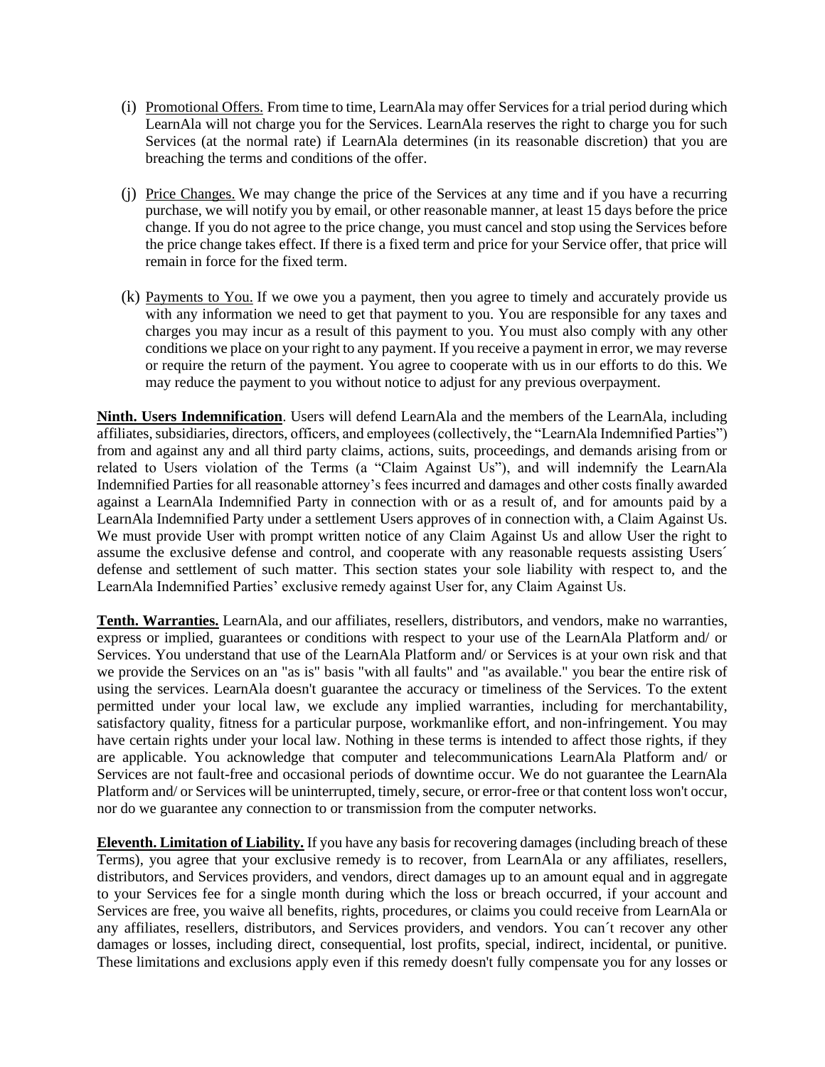(i) <u>Promotional Offers.</u> From time to time, LearnAla may offer Services for a trial period during which LearnAla will not charge you for the Services. LearnAla reserves the right to charge you for such Services (at the normal rate) if LearnAla determines (in its reasonable discretion) that you are breaching the terms and conditions of the offer.

(j) <u>Price Changes.</u> We may change the price of the Services at any time and if you have a recurring purchase, we will notify you by email, or other reasonable manner, at least 15 days before the price change. If you do not agree to the price change, you must cancel and stop using the Services before the price change takes effect. If there is a fixed term and price for your Service offer, that price will remain in force for the fixed term.

(k) <u>Payments to You.</u> If we owe you a payment, then you agree to timely and accurately provide us with any information we need to get that payment to you. You are responsible for any taxes and charges you may incur as a result of this payment to you. You must also comply with any other conditions we place on your right to any payment. If you receive a payment in error, we may reverse or require the return of the payment. You agree to cooperate with us in our efforts to do this. We may reduce the payment to you without notice to adjust for any previous overpayment.

**<u>Ninth. Users Indemnification</u>**. Users will defend LearnAla and the members of the LearnAla, including affiliates, subsidiaries, directors, officers, and employees (collectively, the "LearnAla Indemnified Parties") from and against any and all third party claims, actions, suits, proceedings, and demands arising from or related to Users violation of the Terms (a "Claim Against Us"), and will indemnify the LearnAla Indemnified Parties for all reasonable attorney's fees incurred and damages and other costs finally awarded against a LearnAla Indemnified Party in connection with or as a result of, and for amounts paid by a LearnAla Indemnified Party under a settlement Users approves of in connection with, a Claim Against Us. We must provide User with prompt written notice of any Claim Against Us and allow User the right to assume the exclusive defense and control, and cooperate with any reasonable requests assisting Users´ defense and settlement of such matter. This section states your sole liability with respect to, and the LearnAla Indemnified Parties' exclusive remedy against User for, any Claim Against Us.

**<u>Tenth. Warranties.</u>** LearnAla, and our affiliates, resellers, distributors, and vendors, make no warranties, express or implied, guarantees or conditions with respect to your use of the LearnAla Platform and/ or Services. You understand that use of the LearnAla Platform and/ or Services is at your own risk and that we provide the Services on an "as is" basis "with all faults" and "as available." you bear the entire risk of using the services. LearnAla doesn't guarantee the accuracy or timeliness of the Services. To the extent permitted under your local law, we exclude any implied warranties, including for merchantability, satisfactory quality, fitness for a particular purpose, workmanlike effort, and non-infringement. You may have certain rights under your local law. Nothing in these terms is intended to affect those rights, if they are applicable. You acknowledge that computer and telecommunications LearnAla Platform and/ or Services are not fault-free and occasional periods of downtime occur. We do not guarantee the LearnAla Platform and/ or Services will be uninterrupted, timely, secure, or error-free or that content loss won't occur, nor do we guarantee any connection to or transmission from the computer networks.

**<u>Eleventh. Limitation of Liability.</u>** If you have any basis for recovering damages (including breach of these Terms), you agree that your exclusive remedy is to recover, from LearnAla or any affiliates, resellers, distributors, and Services providers, and vendors, direct damages up to an amount equal and in aggregate to your Services fee for a single month during which the loss or breach occurred, if your account and Services are free, you waive all benefits, rights, procedures, or claims you could receive from LearnAla or any affiliates, resellers, distributors, and Services providers, and vendors. You can´t recover any other damages or losses, including direct, consequential, lost profits, special, indirect, incidental, or punitive. These limitations and exclusions apply even if this remedy doesn't fully compensate you for any losses or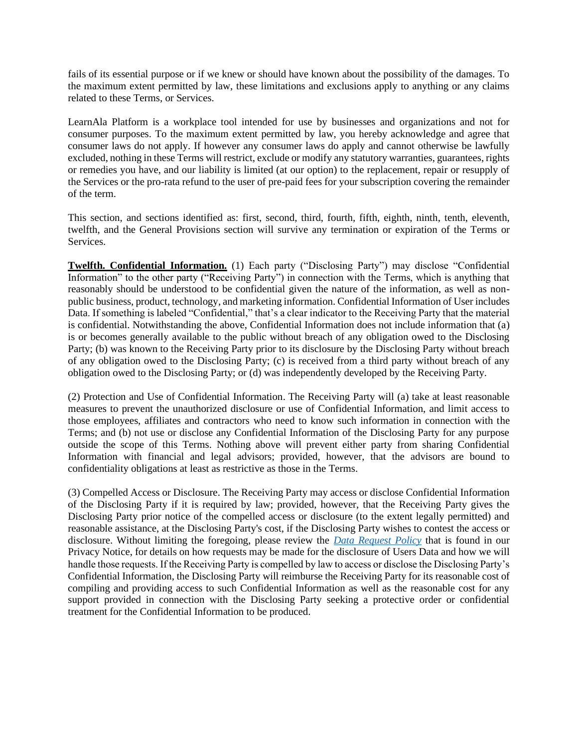fails of its essential purpose or if we knew or should have known about the possibility of the damages. To the maximum extent permitted by law, these limitations and exclusions apply to anything or any claims related to these Terms, or Services.

LearnAla Platform is a workplace tool intended for use by businesses and organizations and not for consumer purposes. To the maximum extent permitted by law, you hereby acknowledge and agree that consumer laws do not apply. If however any consumer laws do apply and cannot otherwise be lawfully excluded, nothing in these Terms will restrict, exclude or modify any statutory warranties, guarantees, rights or remedies you have, and our liability is limited (at our option) to the replacement, repair or resupply of the Services or the pro-rata refund to the user of pre-paid fees for your subscription covering the remainder of the term.

This section, and sections identified as: first, second, third, fourth, fifth, eighth, ninth, tenth, eleventh, twelfth, and the General Provisions section will survive any termination or expiration of the Terms or Services.

**Twelfth. Confidential Information.** (1) Each party ("Disclosing Party") may disclose "Confidential Information" to the other party ("Receiving Party") in connection with the Terms, which is anything that reasonably should be understood to be confidential given the nature of the information, as well as non-public business, product, technology, and marketing information. Confidential Information of User includes Data. If something is labeled "Confidential," that's a clear indicator to the Receiving Party that the material is confidential. Notwithstanding the above, Confidential Information does not include information that (a) is or becomes generally available to the public without breach of any obligation owed to the Disclosing Party; (b) was known to the Receiving Party prior to its disclosure by the Disclosing Party without breach of any obligation owed to the Disclosing Party; (c) is received from a third party without breach of any obligation owed to the Disclosing Party; or (d) was independently developed by the Receiving Party.

(2) Protection and Use of Confidential Information. The Receiving Party will (a) take at least reasonable measures to prevent the unauthorized disclosure or use of Confidential Information, and limit access to those employees, affiliates and contractors who need to know such information in connection with the Terms; and (b) not use or disclose any Confidential Information of the Disclosing Party for any purpose outside the scope of this Terms. Nothing above will prevent either party from sharing Confidential Information with financial and legal advisors; provided, however, that the advisors are bound to confidentiality obligations at least as restrictive as those in the Terms.

(3) Compelled Access or Disclosure. The Receiving Party may access or disclose Confidential Information of the Disclosing Party if it is required by law; provided, however, that the Receiving Party gives the Disclosing Party prior notice of the compelled access or disclosure (to the extent legally permitted) and reasonable assistance, at the Disclosing Party's cost, if the Disclosing Party wishes to contest the access or disclosure. Without limiting the foregoing, please review the *Data Request Policy* that is found in our Privacy Notice, for details on how requests may be made for the disclosure of Users Data and how we will handle those requests. If the Receiving Party is compelled by law to access or disclose the Disclosing Party's Confidential Information, the Disclosing Party will reimburse the Receiving Party for its reasonable cost of compiling and providing access to such Confidential Information as well as the reasonable cost for any support provided in connection with the Disclosing Party seeking a protective order or confidential treatment for the Confidential Information to be produced.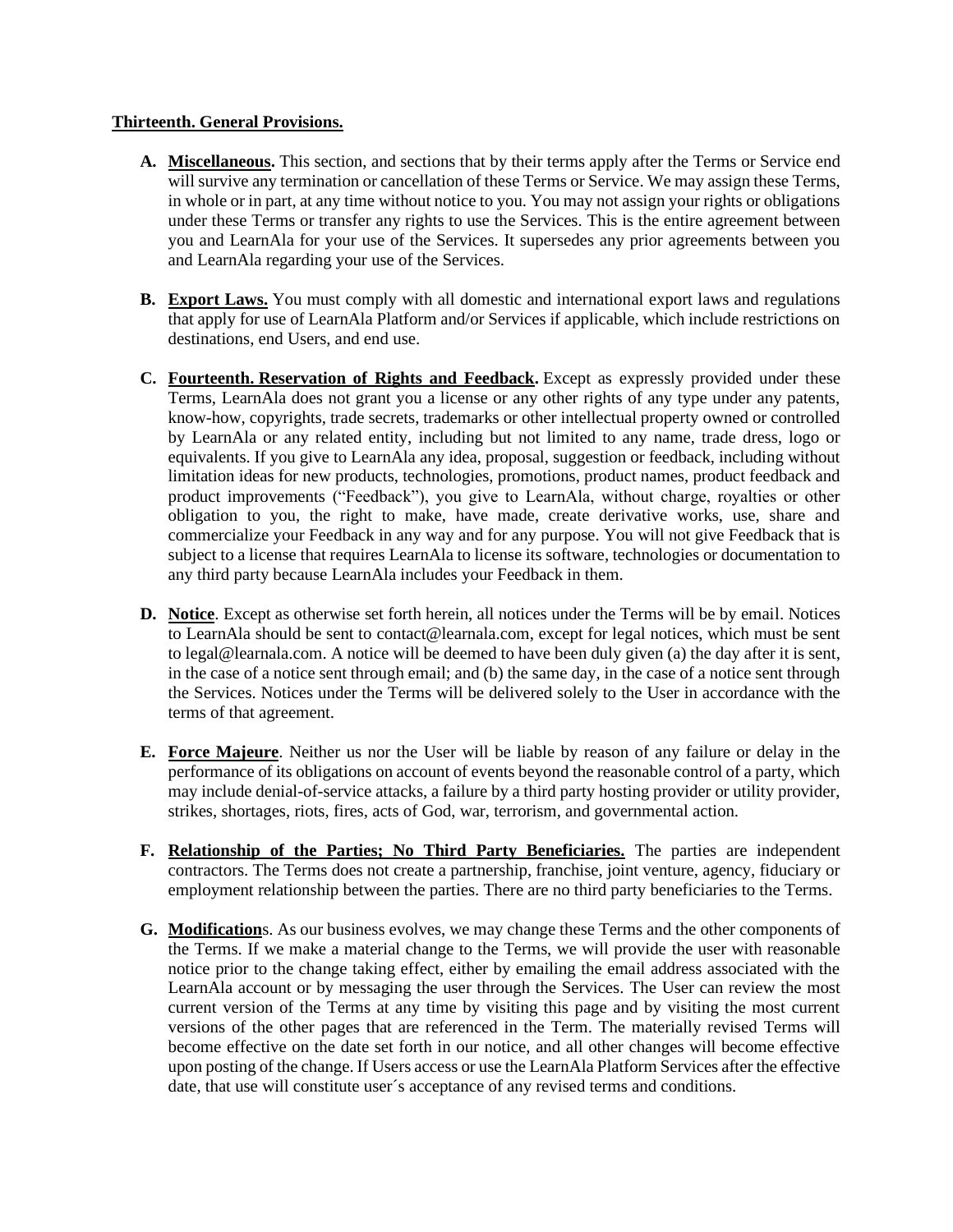**Thirteenth. General Provisions.**

A. **Miscellaneous.** This section, and sections that by their terms apply after the Terms or Service end will survive any termination or cancellation of these Terms or Service. We may assign these Terms, in whole or in part, at any time without notice to you. You may not assign your rights or obligations under these Terms or transfer any rights to use the Services. This is the entire agreement between you and LearnAla for your use of the Services. It supersedes any prior agreements between you and LearnAla regarding your use of the Services.

B. **Export Laws.** You must comply with all domestic and international export laws and regulations that apply for use of LearnAla Platform and/or Services if applicable, which include restrictions on destinations, end Users, and end use.

C. **Fourteenth. Reservation of Rights and Feedback.** Except as expressly provided under these Terms, LearnAla does not grant you a license or any other rights of any type under any patents, know-how, copyrights, trade secrets, trademarks or other intellectual property owned or controlled by LearnAla or any related entity, including but not limited to any name, trade dress, logo or equivalents. If you give to LearnAla any idea, proposal, suggestion or feedback, including without limitation ideas for new products, technologies, promotions, product names, product feedback and product improvements ("Feedback"), you give to LearnAla, without charge, royalties or other obligation to you, the right to make, have made, create derivative works, use, share and commercialize your Feedback in any way and for any purpose. You will not give Feedback that is subject to a license that requires LearnAla to license its software, technologies or documentation to any third party because LearnAla includes your Feedback in them.

D. **Notice**. Except as otherwise set forth herein, all notices under the Terms will be by email. Notices to LearnAla should be sent to contact@learnala.com, except for legal notices, which must be sent to legal@learnala.com. A notice will be deemed to have been duly given (a) the day after it is sent, in the case of a notice sent through email; and (b) the same day, in the case of a notice sent through the Services. Notices under the Terms will be delivered solely to the User in accordance with the terms of that agreement.

E. **Force Majeure**. Neither us nor the User will be liable by reason of any failure or delay in the performance of its obligations on account of events beyond the reasonable control of a party, which may include denial-of-service attacks, a failure by a third party hosting provider or utility provider, strikes, shortages, riots, fires, acts of God, war, terrorism, and governmental action.

F. **Relationship of the Parties; No Third Party Beneficiaries.** The parties are independent contractors. The Terms does not create a partnership, franchise, joint venture, agency, fiduciary or employment relationship between the parties. There are no third party beneficiaries to the Terms.

G. **Modification**s. As our business evolves, we may change these Terms and the other components of the Terms. If we make a material change to the Terms, we will provide the user with reasonable notice prior to the change taking effect, either by emailing the email address associated with the LearnAla account or by messaging the user through the Services. The User can review the most current version of the Terms at any time by visiting this page and by visiting the most current versions of the other pages that are referenced in the Term. The materially revised Terms will become effective on the date set forth in our notice, and all other changes will become effective upon posting of the change. If Users access or use the LearnAla Platform Services after the effective date, that use will constitute user´s acceptance of any revised terms and conditions.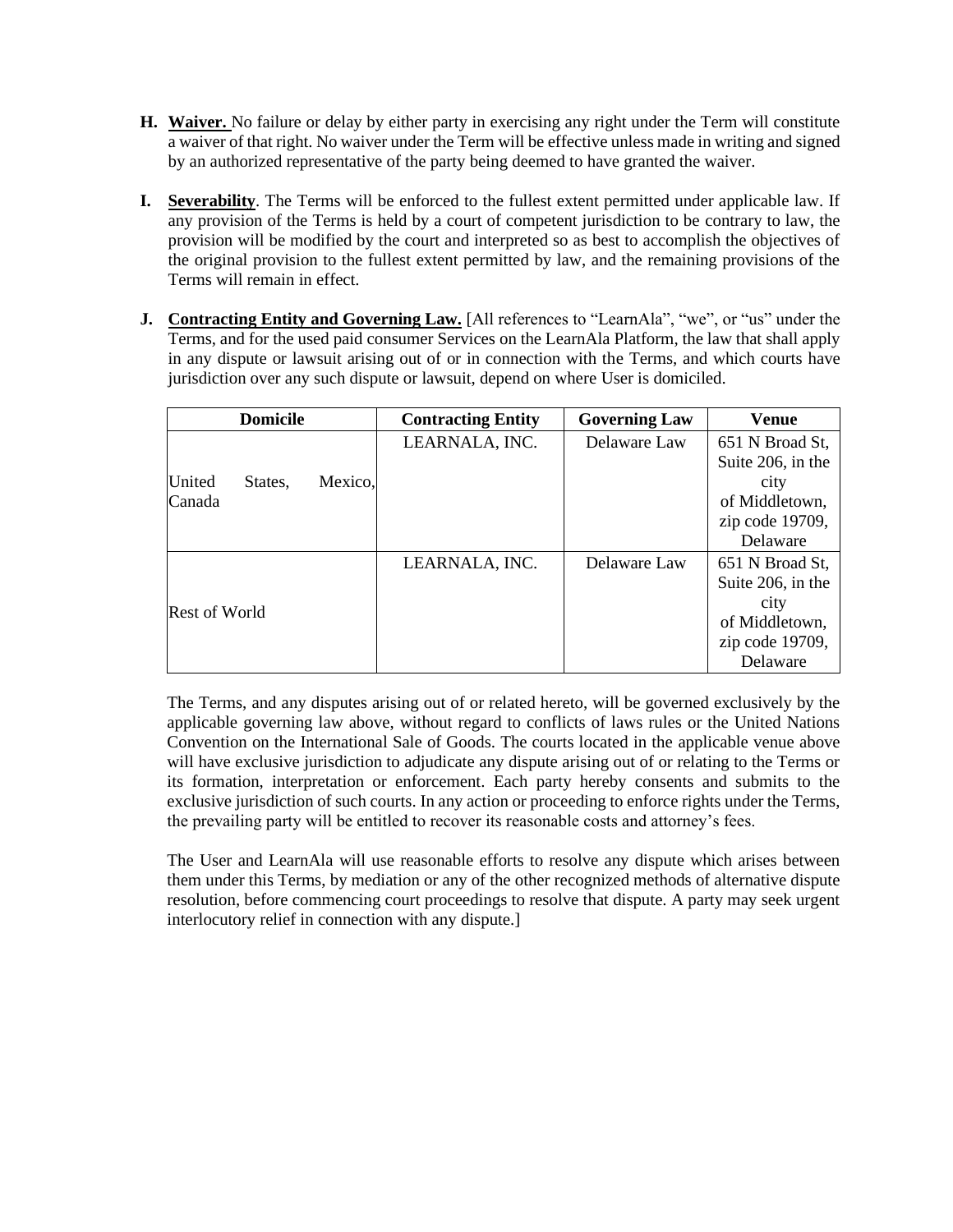**H. Waiver.** No failure or delay by either party in exercising any right under the Term will constitute a waiver of that right. No waiver under the Term will be effective unless made in writing and signed by an authorized representative of the party being deemed to have granted the waiver.

**I. Severability**. The Terms will be enforced to the fullest extent permitted under applicable law. If any provision of the Terms is held by a court of competent jurisdiction to be contrary to law, the provision will be modified by the court and interpreted so as best to accomplish the objectives of the original provision to the fullest extent permitted by law, and the remaining provisions of the Terms will remain in effect.

**J. Contracting Entity and Governing Law.** [All references to "LearnAla", "we", or "us" under the Terms, and for the used paid consumer Services on the LearnAla Platform, the law that shall apply in any dispute or lawsuit arising out of or in connection with the Terms, and which courts have jurisdiction over any such dispute or lawsuit, depend on where User is domiciled.

| Domicile | Contracting Entity | Governing Law | Venue |
|---|---|---|---|
| United States, Mexico, Canada | LEARNALA, INC. | Delaware Law | 651 N Broad St, Suite 206, in the city of Middletown, zip code 19709, Delaware |
| Rest of World | LEARNALA, INC. | Delaware Law | 651 N Broad St, Suite 206, in the city of Middletown, zip code 19709, Delaware |

The Terms, and any disputes arising out of or related hereto, will be governed exclusively by the applicable governing law above, without regard to conflicts of laws rules or the United Nations Convention on the International Sale of Goods. The courts located in the applicable venue above will have exclusive jurisdiction to adjudicate any dispute arising out of or relating to the Terms or its formation, interpretation or enforcement. Each party hereby consents and submits to the exclusive jurisdiction of such courts. In any action or proceeding to enforce rights under the Terms, the prevailing party will be entitled to recover its reasonable costs and attorney's fees.

The User and LearnAla will use reasonable efforts to resolve any dispute which arises between them under this Terms, by mediation or any of the other recognized methods of alternative dispute resolution, before commencing court proceedings to resolve that dispute. A party may seek urgent interlocutory relief in connection with any dispute.]